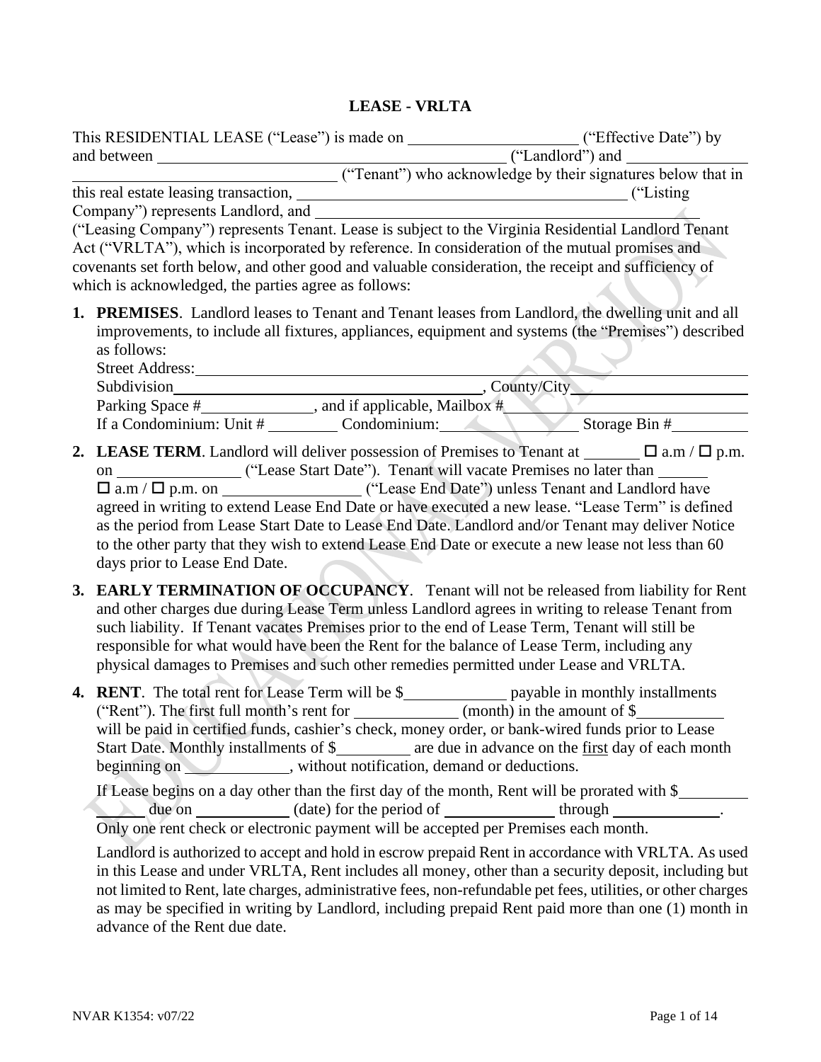# LEASE - VRLTA

This RESIDENTIAL LEASE ("Lease") is made on \_\_\_\_\_\_\_\_\_\_\_\_\_\_\_\_\_\_\_\_ ("Effective Date") by and between \_\_\_\_\_\_\_\_\_\_\_\_\_\_\_\_\_\_\_\_\_\_\_\_\_\_\_\_\_\_\_\_\_\_\_\_\_\_\_\_\_\_ ("Landlord") and \_\_\_\_\_\_\_\_\_\_\_\_\_\_\_\_\_\_\_\_\_\_\_\_\_\_\_\_\_\_\_\_\_\_\_\_\_\_\_\_\_\_\_\_\_\_ ("Tenant") who acknowledge by their signatures below that in this real estate leasing transaction, \_\_\_\_\_\_\_\_\_\_\_\_\_\_\_\_\_\_\_\_\_\_\_\_\_\_\_\_\_\_\_\_\_\_\_\_\_\_ ("Listing Company") represents Landlord, and \_\_\_\_\_\_\_\_\_\_\_\_\_\_\_\_\_\_\_\_\_\_\_\_\_\_\_\_\_\_\_\_\_\_\_\_\_\_\_\_\_\_\_\_\_\_ ("Leasing Company") represents Tenant. Lease is subject to the Virginia Residential Landlord Tenant Act ("VRLTA"), which is incorporated by reference. In consideration of the mutual promises and covenants set forth below, and other good and valuable consideration, the receipt and sufficiency of which is acknowledged, the parties agree as follows:

1. **PREMISES**. Landlord leases to Tenant and Tenant leases from Landlord, the dwelling unit and all improvements, to include all fixtures, appliances, equipment and systems (the "Premises") described as follows:
   Street Address: \_\_\_\_\_\_\_\_\_\_\_\_\_\_\_\_\_\_\_\_\_\_\_\_\_\_\_\_\_\_\_\_\_\_\_\_\_\_\_\_\_\_\_\_\_\_\_\_\_\_\_\_\_\_\_\_\_\_\_\_
   Subdivision \_\_\_\_\_\_\_\_\_\_\_\_\_\_\_\_\_\_\_\_\_\_\_\_\_\_\_\_\_\_\_\_\_\_, County/City \_\_\_\_\_\_\_\_\_\_\_\_\_\_\_\_\_\_\_\_\_\_
   Parking Space # \_\_\_\_\_\_\_\_\_\_\_\_\_, and if applicable, Mailbox # \_\_\_\_\_\_\_\_\_\_\_\_\_\_\_\_\_\_\_\_\_\_\_\_\_\_
   If a Condominium: Unit # \_\_\_\_\_\_\_\_ Condominium: \_\_\_\_\_\_\_\_\_\_\_\_\_\_\_\_ Storage Bin # \_\_\_\_\_\_\_\_\_

2. **LEASE TERM**. Landlord will deliver possession of Premises to Tenant at \_\_\_\_\_\_ ☐ a.m / ☐ p.m. on \_\_\_\_\_\_\_\_\_\_\_\_\_\_\_ ("Lease Start Date"). Tenant will vacate Premises no later than \_\_\_\_\_\_ ☐ a.m / ☐ p.m. on \_\_\_\_\_\_\_\_\_\_\_\_\_\_\_\_\_ ("Lease End Date") unless Tenant and Landlord have agreed in writing to extend Lease End Date or have executed a new lease. "Lease Term" is defined as the period from Lease Start Date to Lease End Date. Landlord and/or Tenant may deliver Notice to the other party that they wish to extend Lease End Date or execute a new lease not less than 60 days prior to Lease End Date.

3. **EARLY TERMINATION OF OCCUPANCY**. Tenant will not be released from liability for Rent and other charges due during Lease Term unless Landlord agrees in writing to release Tenant from such liability. If Tenant vacates Premises prior to the end of Lease Term, Tenant will still be responsible for what would have been the Rent for the balance of Lease Term, including any physical damages to Premises and such other remedies permitted under Lease and VRLTA.

4. **RENT**. The total rent for Lease Term will be $\_\_\_\_\_\_\_\_\_\_\_\_ payable in monthly installments ("Rent"). The first full month's rent for \_\_\_\_\_\_\_\_\_\_\_\_ (month) in the amount of $\_\_\_\_\_\_\_\_\_\_ will be paid in certified funds, cashier's check, money order, or bank-wired funds prior to Lease Start Date. Monthly installments of $\_\_\_\_\_\_\_\_\_ are due in advance on the <u>first</u> day of each month beginning on \_\_\_\_\_\_\_\_\_\_\_\_\_, without notification, demand or deductions.

   If Lease begins on a day other than the first day of the month, Rent will be prorated with $\_\_\_\_\_\_\_\_\_\_\_\_\_\_ due on \_\_\_\_\_\_\_\_\_\_\_ (date) for the period of \_\_\_\_\_\_\_\_\_\_\_\_\_ through \_\_\_\_\_\_\_\_\_\_\_\_\_.
   Only one rent check or electronic payment will be accepted per Premises each month.

   Landlord is authorized to accept and hold in escrow prepaid Rent in accordance with VRLTA. As used in this Lease and under VRLTA, Rent includes all money, other than a security deposit, including but not limited to Rent, late charges, administrative fees, non-refundable pet fees, utilities, or other charges as may be specified in writing by Landlord, including prepaid Rent paid more than one (1) month in advance of the Rent due date.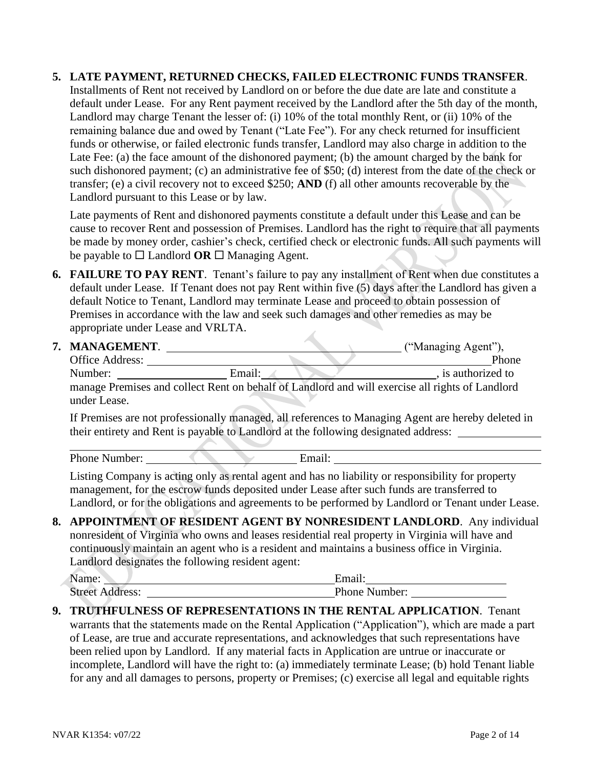5. **LATE PAYMENT, RETURNED CHECKS, FAILED ELECTRONIC FUNDS TRANSFER**. Installments of Rent not received by Landlord on or before the due date are late and constitute a default under Lease. For any Rent payment received by the Landlord after the 5th day of the month, Landlord may charge Tenant the lesser of: (i) 10% of the total monthly Rent, or (ii) 10% of the remaining balance due and owed by Tenant ("Late Fee"). For any check returned for insufficient funds or otherwise, or failed electronic funds transfer, Landlord may also charge in addition to the Late Fee: (a) the face amount of the dishonored payment; (b) the amount charged by the bank for such dishonored payment; (c) an administrative fee of $50; (d) interest from the date of the check or transfer; (e) a civil recovery not to exceed $250; **AND** (f) all other amounts recoverable by the Landlord pursuant to this Lease or by law.

   Late payments of Rent and dishonored payments constitute a default under this Lease and can be cause to recover Rent and possession of Premises. Landlord has the right to require that all payments be made by money order, cashier's check, certified check or electronic funds. All such payments will be payable to ☐ Landlord **OR** ☐ Managing Agent.

6. **FAILURE TO PAY RENT**. Tenant's failure to pay any installment of Rent when due constitutes a default under Lease. If Tenant does not pay Rent within five (5) days after the Landlord has given a default Notice to Tenant, Landlord may terminate Lease and proceed to obtain possession of Premises in accordance with the law and seek such damages and other remedies as may be appropriate under Lease and VRLTA.

7. **MANAGEMENT**. ______________________________ ("Managing Agent"), Office Address: ______________________________ Phone Number: ______________ Email: ______________________, is authorized to manage Premises and collect Rent on behalf of Landlord and will exercise all rights of Landlord under Lease.

   If Premises are not professionally managed, all references to Managing Agent are hereby deleted in their entirety and Rent is payable to Landlord at the following designated address: ______________ ______________________________________________

   Phone Number: ______________________ Email: ______________________________

   Listing Company is acting only as rental agent and has no liability or responsibility for property management, for the escrow funds deposited under Lease after such funds are transferred to Landlord, or for the obligations and agreements to be performed by Landlord or Tenant under Lease.

8. **APPOINTMENT OF RESIDENT AGENT BY NONRESIDENT LANDLORD**. Any individual nonresident of Virginia who owns and leases residential real property in Virginia will have and continuously maintain an agent who is a resident and maintains a business office in Virginia. Landlord designates the following resident agent:

   Name: ______________________________ Email: ______________________

   Street Address: ______________________________ Phone Number: ______________

9. **TRUTHFULNESS OF REPRESENTATIONS IN THE RENTAL APPLICATION**. Tenant warrants that the statements made on the Rental Application ("Application"), which are made a part of Lease, are true and accurate representations, and acknowledges that such representations have been relied upon by Landlord. If any material facts in Application are untrue or inaccurate or incomplete, Landlord will have the right to: (a) immediately terminate Lease; (b) hold Tenant liable for any and all damages to persons, property or Premises; (c) exercise all legal and equitable rights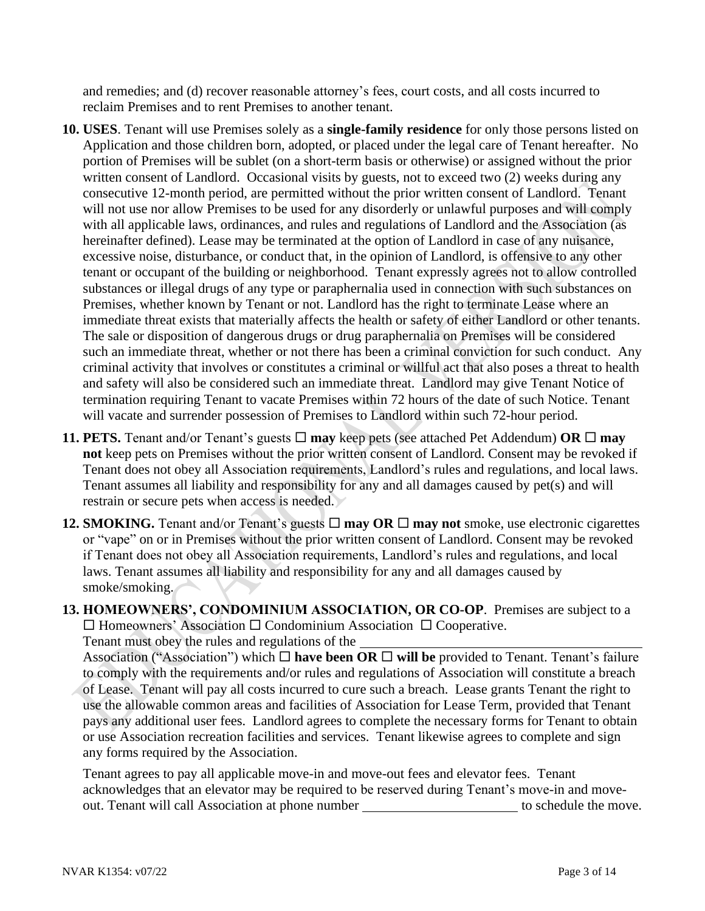and remedies; and (d) recover reasonable attorney's fees, court costs, and all costs incurred to reclaim Premises and to rent Premises to another tenant.

**10. USES**. Tenant will use Premises solely as a **single-family residence** for only those persons listed on Application and those children born, adopted, or placed under the legal care of Tenant hereafter. No portion of Premises will be sublet (on a short-term basis or otherwise) or assigned without the prior written consent of Landlord. Occasional visits by guests, not to exceed two (2) weeks during any consecutive 12-month period, are permitted without the prior written consent of Landlord. Tenant will not use nor allow Premises to be used for any disorderly or unlawful purposes and will comply with all applicable laws, ordinances, and rules and regulations of Landlord and the Association (as hereinafter defined). Lease may be terminated at the option of Landlord in case of any nuisance, excessive noise, disturbance, or conduct that, in the opinion of Landlord, is offensive to any other tenant or occupant of the building or neighborhood. Tenant expressly agrees not to allow controlled substances or illegal drugs of any type or paraphernalia used in connection with such substances on Premises, whether known by Tenant or not. Landlord has the right to terminate Lease where an immediate threat exists that materially affects the health or safety of either Landlord or other tenants. The sale or disposition of dangerous drugs or drug paraphernalia on Premises will be considered such an immediate threat, whether or not there has been a criminal conviction for such conduct. Any criminal activity that involves or constitutes a criminal or willful act that also poses a threat to health and safety will also be considered such an immediate threat. Landlord may give Tenant Notice of termination requiring Tenant to vacate Premises within 72 hours of the date of such Notice. Tenant will vacate and surrender possession of Premises to Landlord within such 72-hour period.

**11. PETS.** Tenant and/or Tenant's guests ☐ **may** keep pets (see attached Pet Addendum) **OR** ☐ **may not** keep pets on Premises without the prior written consent of Landlord. Consent may be revoked if Tenant does not obey all Association requirements, Landlord's rules and regulations, and local laws. Tenant assumes all liability and responsibility for any and all damages caused by pet(s) and will restrain or secure pets when access is needed.

**12. SMOKING.** Tenant and/or Tenant's guests ☐ **may OR** ☐ **may not** smoke, use electronic cigarettes or "vape" on or in Premises without the prior written consent of Landlord. Consent may be revoked if Tenant does not obey all Association requirements, Landlord's rules and regulations, and local laws. Tenant assumes all liability and responsibility for any and all damages caused by smoke/smoking.

**13. HOMEOWNERS', CONDOMINIUM ASSOCIATION, OR CO-OP**. Premises are subject to a ☐ Homeowners' Association ☐ Condominium Association ☐ Cooperative.
Tenant must obey the rules and regulations of the ______________________________ Association ("Association") which ☐ **have been OR** ☐ **will be** provided to Tenant. Tenant's failure to comply with the requirements and/or rules and regulations of Association will constitute a breach of Lease. Tenant will pay all costs incurred to cure such a breach. Lease grants Tenant the right to use the allowable common areas and facilities of Association for Lease Term, provided that Tenant pays any additional user fees. Landlord agrees to complete the necessary forms for Tenant to obtain or use Association recreation facilities and services. Tenant likewise agrees to complete and sign any forms required by the Association.

Tenant agrees to pay all applicable move-in and move-out fees and elevator fees. Tenant acknowledges that an elevator may be required to be reserved during Tenant's move-in and move-out. Tenant will call Association at phone number ____________________ to schedule the move.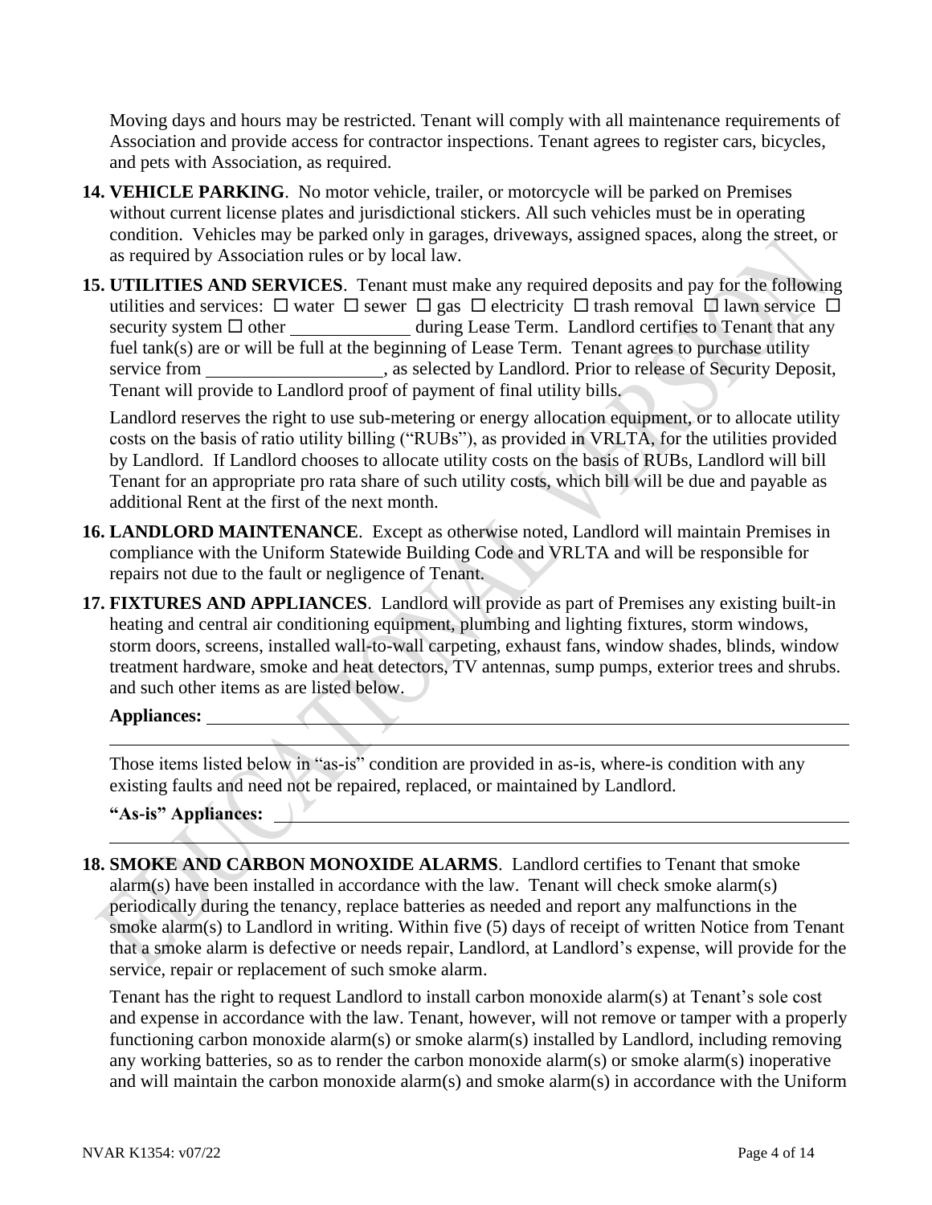Moving days and hours may be restricted. Tenant will comply with all maintenance requirements of Association and provide access for contractor inspections. Tenant agrees to register cars, bicycles, and pets with Association, as required.

**14. VEHICLE PARKING**. No motor vehicle, trailer, or motorcycle will be parked on Premises without current license plates and jurisdictional stickers. All such vehicles must be in operating condition. Vehicles may be parked only in garages, driveways, assigned spaces, along the street, or as required by Association rules or by local law.

**15. UTILITIES AND SERVICES**. Tenant must make any required deposits and pay for the following utilities and services: ☐ water ☐ sewer ☐ gas ☐ electricity ☐ trash removal ☐ lawn service ☐ security system ☐ other _____________ during Lease Term. Landlord certifies to Tenant that any fuel tank(s) are or will be full at the beginning of Lease Term. Tenant agrees to purchase utility service from ____________________, as selected by Landlord. Prior to release of Security Deposit, Tenant will provide to Landlord proof of payment of final utility bills.

Landlord reserves the right to use sub-metering or energy allocation equipment, or to allocate utility costs on the basis of ratio utility billing ("RUBs"), as provided in VRLTA, for the utilities provided by Landlord. If Landlord chooses to allocate utility costs on the basis of RUBs, Landlord will bill Tenant for an appropriate pro rata share of such utility costs, which bill will be due and payable as additional Rent at the first of the next month.

**16. LANDLORD MAINTENANCE**. Except as otherwise noted, Landlord will maintain Premises in compliance with the Uniform Statewide Building Code and VRLTA and will be responsible for repairs not due to the fault or negligence of Tenant.

**17. FIXTURES AND APPLIANCES**. Landlord will provide as part of Premises any existing built-in heating and central air conditioning equipment, plumbing and lighting fixtures, storm windows, storm doors, screens, installed wall-to-wall carpeting, exhaust fans, window shades, blinds, window treatment hardware, smoke and heat detectors, TV antennas, sump pumps, exterior trees and shrubs. and such other items as are listed below.

**Appliances:** ______________________________________________________________________

______________________________________________________________________

Those items listed below in "as-is" condition are provided in as-is, where-is condition with any existing faults and need not be repaired, replaced, or maintained by Landlord.

**"As-is" Appliances:** ______________________________________________________________________

______________________________________________________________________

**18. SMOKE AND CARBON MONOXIDE ALARMS**. Landlord certifies to Tenant that smoke alarm(s) have been installed in accordance with the law. Tenant will check smoke alarm(s) periodically during the tenancy, replace batteries as needed and report any malfunctions in the smoke alarm(s) to Landlord in writing. Within five (5) days of receipt of written Notice from Tenant that a smoke alarm is defective or needs repair, Landlord, at Landlord's expense, will provide for the service, repair or replacement of such smoke alarm.

Tenant has the right to request Landlord to install carbon monoxide alarm(s) at Tenant's sole cost and expense in accordance with the law. Tenant, however, will not remove or tamper with a properly functioning carbon monoxide alarm(s) or smoke alarm(s) installed by Landlord, including removing any working batteries, so as to render the carbon monoxide alarm(s) or smoke alarm(s) inoperative and will maintain the carbon monoxide alarm(s) and smoke alarm(s) in accordance with the Uniform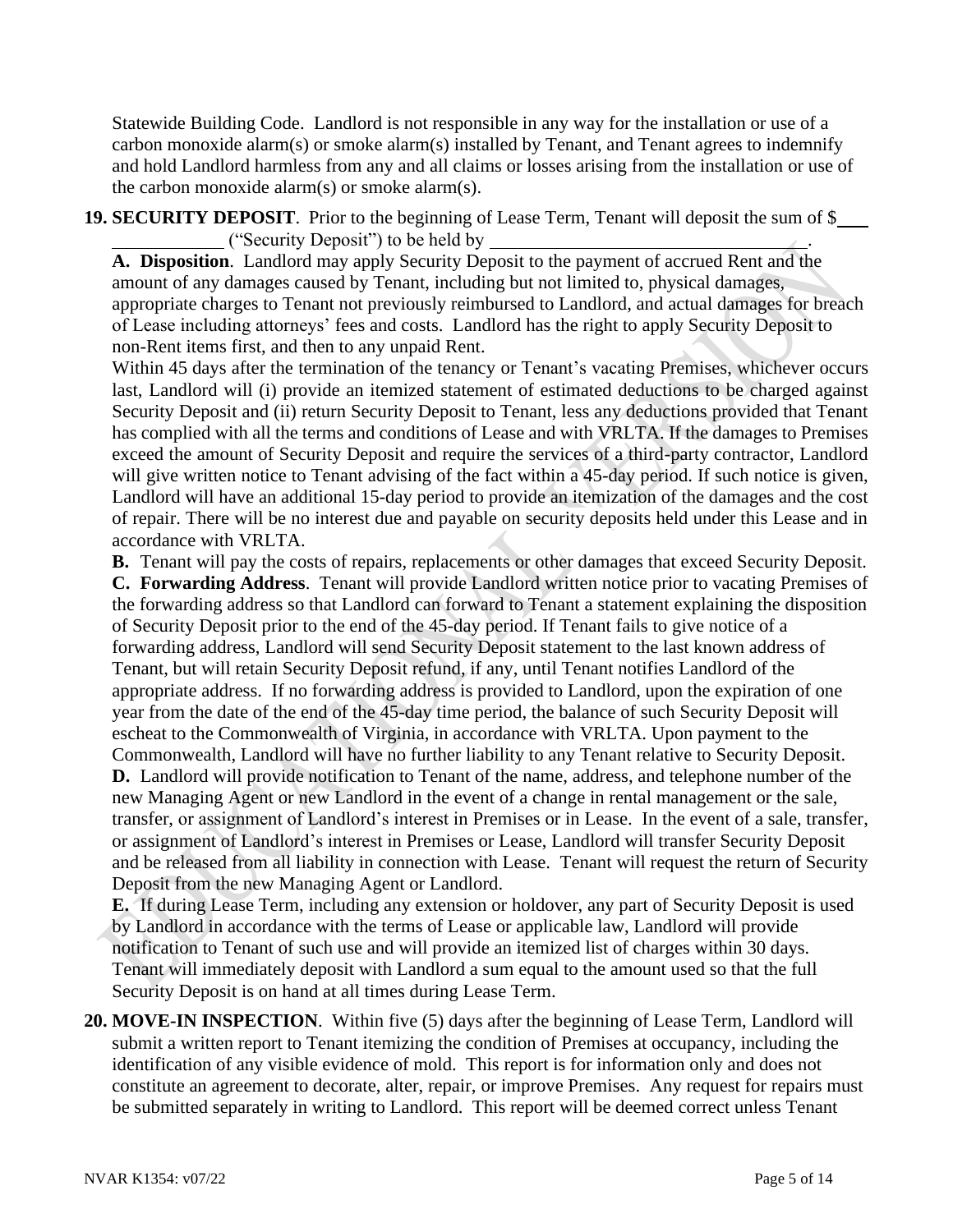Statewide Building Code. Landlord is not responsible in any way for the installation or use of a carbon monoxide alarm(s) or smoke alarm(s) installed by Tenant, and Tenant agrees to indemnify and hold Landlord harmless from any and all claims or losses arising from the installation or use of the carbon monoxide alarm(s) or smoke alarm(s).

**19. SECURITY DEPOSIT**. Prior to the beginning of Lease Term, Tenant will deposit the sum of $\_\_\_\_\_\_\_\_\_\_\_\_\_\_\_ ("Security Deposit") to be held by \_\_\_\_\_\_\_\_\_\_\_\_\_\_\_\_\_\_\_\_\_\_\_\_\_\_\_\_\_\_\_\_\_\_\_\_.

**A. Disposition**. Landlord may apply Security Deposit to the payment of accrued Rent and the amount of any damages caused by Tenant, including but not limited to, physical damages, appropriate charges to Tenant not previously reimbursed to Landlord, and actual damages for breach of Lease including attorneys' fees and costs. Landlord has the right to apply Security Deposit to non-Rent items first, and then to any unpaid Rent.

Within 45 days after the termination of the tenancy or Tenant's vacating Premises, whichever occurs last, Landlord will (i) provide an itemized statement of estimated deductions to be charged against Security Deposit and (ii) return Security Deposit to Tenant, less any deductions provided that Tenant has complied with all the terms and conditions of Lease and with VRLTA. If the damages to Premises exceed the amount of Security Deposit and require the services of a third-party contractor, Landlord will give written notice to Tenant advising of the fact within a 45-day period. If such notice is given, Landlord will have an additional 15-day period to provide an itemization of the damages and the cost of repair. There will be no interest due and payable on security deposits held under this Lease and in accordance with VRLTA.

**B.** Tenant will pay the costs of repairs, replacements or other damages that exceed Security Deposit.

**C. Forwarding Address**. Tenant will provide Landlord written notice prior to vacating Premises of the forwarding address so that Landlord can forward to Tenant a statement explaining the disposition of Security Deposit prior to the end of the 45-day period. If Tenant fails to give notice of a forwarding address, Landlord will send Security Deposit statement to the last known address of Tenant, but will retain Security Deposit refund, if any, until Tenant notifies Landlord of the appropriate address. If no forwarding address is provided to Landlord, upon the expiration of one year from the date of the end of the 45-day time period, the balance of such Security Deposit will escheat to the Commonwealth of Virginia, in accordance with VRLTA. Upon payment to the Commonwealth, Landlord will have no further liability to any Tenant relative to Security Deposit.

**D.** Landlord will provide notification to Tenant of the name, address, and telephone number of the new Managing Agent or new Landlord in the event of a change in rental management or the sale, transfer, or assignment of Landlord's interest in Premises or in Lease. In the event of a sale, transfer, or assignment of Landlord's interest in Premises or Lease, Landlord will transfer Security Deposit and be released from all liability in connection with Lease. Tenant will request the return of Security Deposit from the new Managing Agent or Landlord.

**E.** If during Lease Term, including any extension or holdover, any part of Security Deposit is used by Landlord in accordance with the terms of Lease or applicable law, Landlord will provide notification to Tenant of such use and will provide an itemized list of charges within 30 days. Tenant will immediately deposit with Landlord a sum equal to the amount used so that the full Security Deposit is on hand at all times during Lease Term.

**20. MOVE-IN INSPECTION**. Within five (5) days after the beginning of Lease Term, Landlord will submit a written report to Tenant itemizing the condition of Premises at occupancy, including the identification of any visible evidence of mold. This report is for information only and does not constitute an agreement to decorate, alter, repair, or improve Premises. Any request for repairs must be submitted separately in writing to Landlord. This report will be deemed correct unless Tenant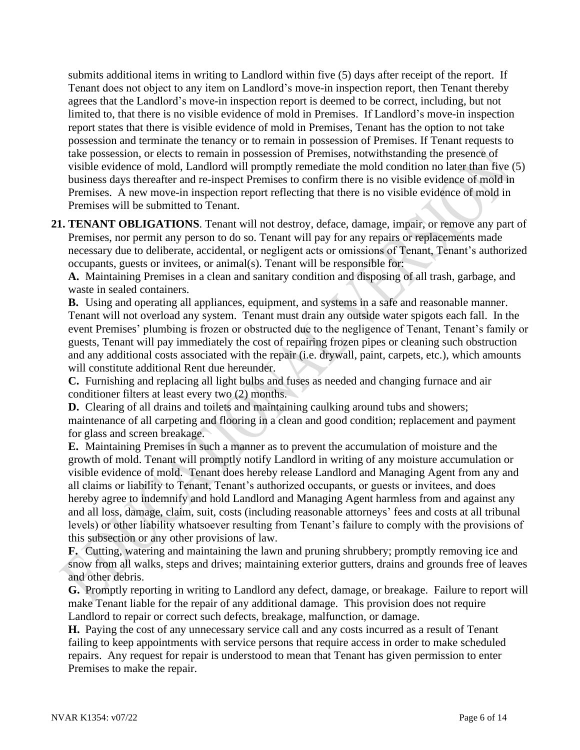submits additional items in writing to Landlord within five (5) days after receipt of the report. If Tenant does not object to any item on Landlord's move-in inspection report, then Tenant thereby agrees that the Landlord's move-in inspection report is deemed to be correct, including, but not limited to, that there is no visible evidence of mold in Premises. If Landlord's move-in inspection report states that there is visible evidence of mold in Premises, Tenant has the option to not take possession and terminate the tenancy or to remain in possession of Premises. If Tenant requests to take possession, or elects to remain in possession of Premises, notwithstanding the presence of visible evidence of mold, Landlord will promptly remediate the mold condition no later than five (5) business days thereafter and re-inspect Premises to confirm there is no visible evidence of mold in Premises. A new move-in inspection report reflecting that there is no visible evidence of mold in Premises will be submitted to Tenant.

**21. TENANT OBLIGATIONS**. Tenant will not destroy, deface, damage, impair, or remove any part of Premises, nor permit any person to do so. Tenant will pay for any repairs or replacements made necessary due to deliberate, accidental, or negligent acts or omissions of Tenant, Tenant's authorized occupants, guests or invitees, or animal(s). Tenant will be responsible for:

**A.** Maintaining Premises in a clean and sanitary condition and disposing of all trash, garbage, and waste in sealed containers.

**B.** Using and operating all appliances, equipment, and systems in a safe and reasonable manner. Tenant will not overload any system. Tenant must drain any outside water spigots each fall. In the event Premises' plumbing is frozen or obstructed due to the negligence of Tenant, Tenant's family or guests, Tenant will pay immediately the cost of repairing frozen pipes or cleaning such obstruction and any additional costs associated with the repair (i.e. drywall, paint, carpets, etc.), which amounts will constitute additional Rent due hereunder.

**C.** Furnishing and replacing all light bulbs and fuses as needed and changing furnace and air conditioner filters at least every two (2) months.

**D.** Clearing of all drains and toilets and maintaining caulking around tubs and showers; maintenance of all carpeting and flooring in a clean and good condition; replacement and payment for glass and screen breakage.

**E.** Maintaining Premises in such a manner as to prevent the accumulation of moisture and the growth of mold. Tenant will promptly notify Landlord in writing of any moisture accumulation or visible evidence of mold. Tenant does hereby release Landlord and Managing Agent from any and all claims or liability to Tenant, Tenant's authorized occupants, or guests or invitees, and does hereby agree to indemnify and hold Landlord and Managing Agent harmless from and against any and all loss, damage, claim, suit, costs (including reasonable attorneys' fees and costs at all tribunal levels) or other liability whatsoever resulting from Tenant's failure to comply with the provisions of this subsection or any other provisions of law.

**F.** Cutting, watering and maintaining the lawn and pruning shrubbery; promptly removing ice and snow from all walks, steps and drives; maintaining exterior gutters, drains and grounds free of leaves and other debris.

**G.** Promptly reporting in writing to Landlord any defect, damage, or breakage. Failure to report will make Tenant liable for the repair of any additional damage. This provision does not require Landlord to repair or correct such defects, breakage, malfunction, or damage.

**H.** Paying the cost of any unnecessary service call and any costs incurred as a result of Tenant failing to keep appointments with service persons that require access in order to make scheduled repairs. Any request for repair is understood to mean that Tenant has given permission to enter Premises to make the repair.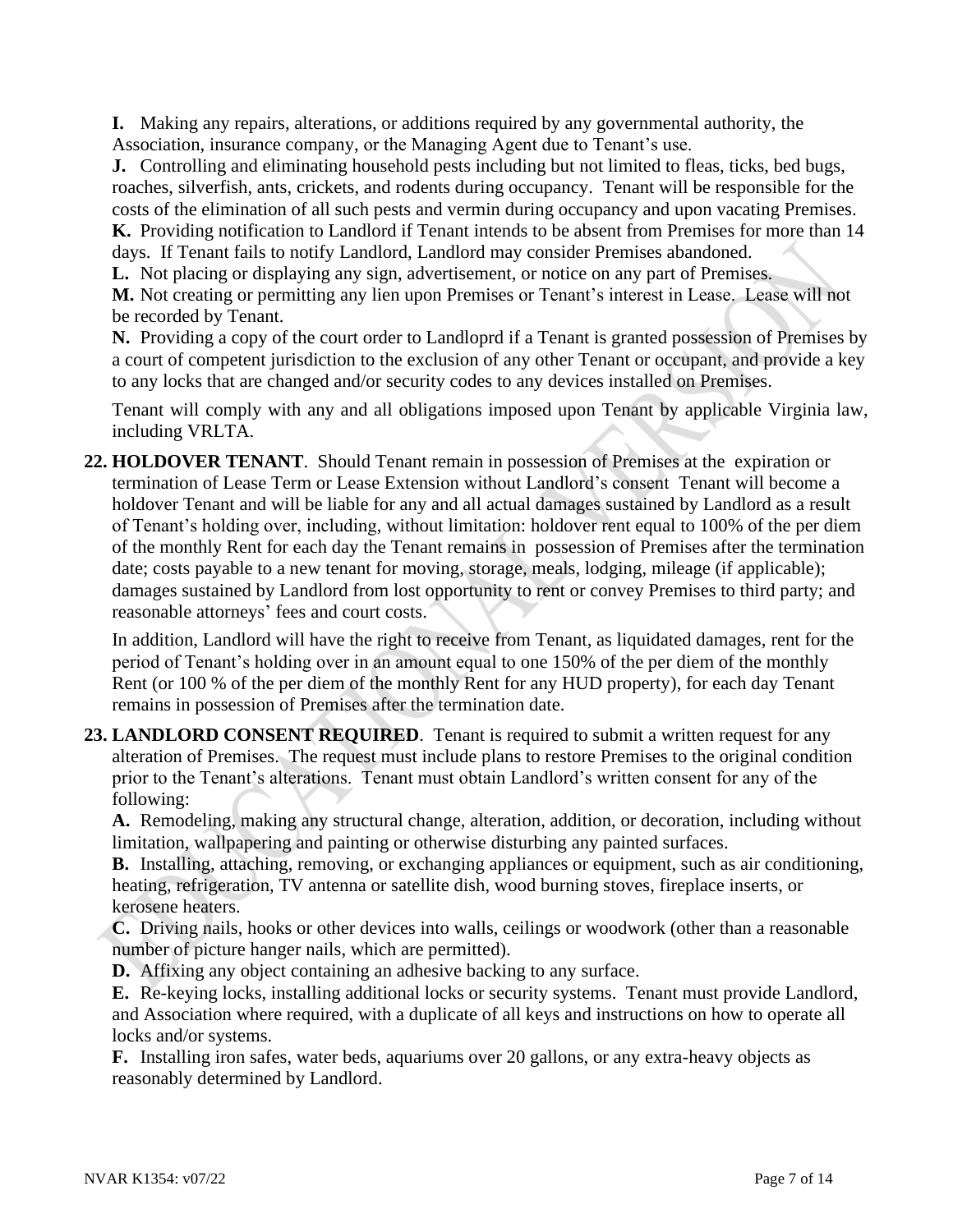**I.** Making any repairs, alterations, or additions required by any governmental authority, the Association, insurance company, or the Managing Agent due to Tenant's use.

**J.** Controlling and eliminating household pests including but not limited to fleas, ticks, bed bugs, roaches, silverfish, ants, crickets, and rodents during occupancy. Tenant will be responsible for the costs of the elimination of all such pests and vermin during occupancy and upon vacating Premises.

**K.** Providing notification to Landlord if Tenant intends to be absent from Premises for more than 14 days. If Tenant fails to notify Landlord, Landlord may consider Premises abandoned.

**L.** Not placing or displaying any sign, advertisement, or notice on any part of Premises.

**M.** Not creating or permitting any lien upon Premises or Tenant's interest in Lease. Lease will not be recorded by Tenant.

**N.** Providing a copy of the court order to Landloprd if a Tenant is granted possession of Premises by a court of competent jurisdiction to the exclusion of any other Tenant or occupant, and provide a key to any locks that are changed and/or security codes to any devices installed on Premises.

Tenant will comply with any and all obligations imposed upon Tenant by applicable Virginia law, including VRLTA.

**22. HOLDOVER TENANT**. Should Tenant remain in possession of Premises at the expiration or termination of Lease Term or Lease Extension without Landlord's consent Tenant will become a holdover Tenant and will be liable for any and all actual damages sustained by Landlord as a result of Tenant's holding over, including, without limitation: holdover rent equal to 100% of the per diem of the monthly Rent for each day the Tenant remains in possession of Premises after the termination date; costs payable to a new tenant for moving, storage, meals, lodging, mileage (if applicable); damages sustained by Landlord from lost opportunity to rent or convey Premises to third party; and reasonable attorneys' fees and court costs.

In addition, Landlord will have the right to receive from Tenant, as liquidated damages, rent for the period of Tenant's holding over in an amount equal to one 150% of the per diem of the monthly Rent (or 100 % of the per diem of the monthly Rent for any HUD property), for each day Tenant remains in possession of Premises after the termination date.

**23. LANDLORD CONSENT REQUIRED**. Tenant is required to submit a written request for any alteration of Premises. The request must include plans to restore Premises to the original condition prior to the Tenant's alterations. Tenant must obtain Landlord's written consent for any of the following:

**A.** Remodeling, making any structural change, alteration, addition, or decoration, including without limitation, wallpapering and painting or otherwise disturbing any painted surfaces.

**B.** Installing, attaching, removing, or exchanging appliances or equipment, such as air conditioning, heating, refrigeration, TV antenna or satellite dish, wood burning stoves, fireplace inserts, or kerosene heaters.

**C.** Driving nails, hooks or other devices into walls, ceilings or woodwork (other than a reasonable number of picture hanger nails, which are permitted).

**D.** Affixing any object containing an adhesive backing to any surface.

**E.** Re-keying locks, installing additional locks or security systems. Tenant must provide Landlord, and Association where required, with a duplicate of all keys and instructions on how to operate all locks and/or systems.

**F.** Installing iron safes, water beds, aquariums over 20 gallons, or any extra-heavy objects as reasonably determined by Landlord.

NVAR K1354: v07/22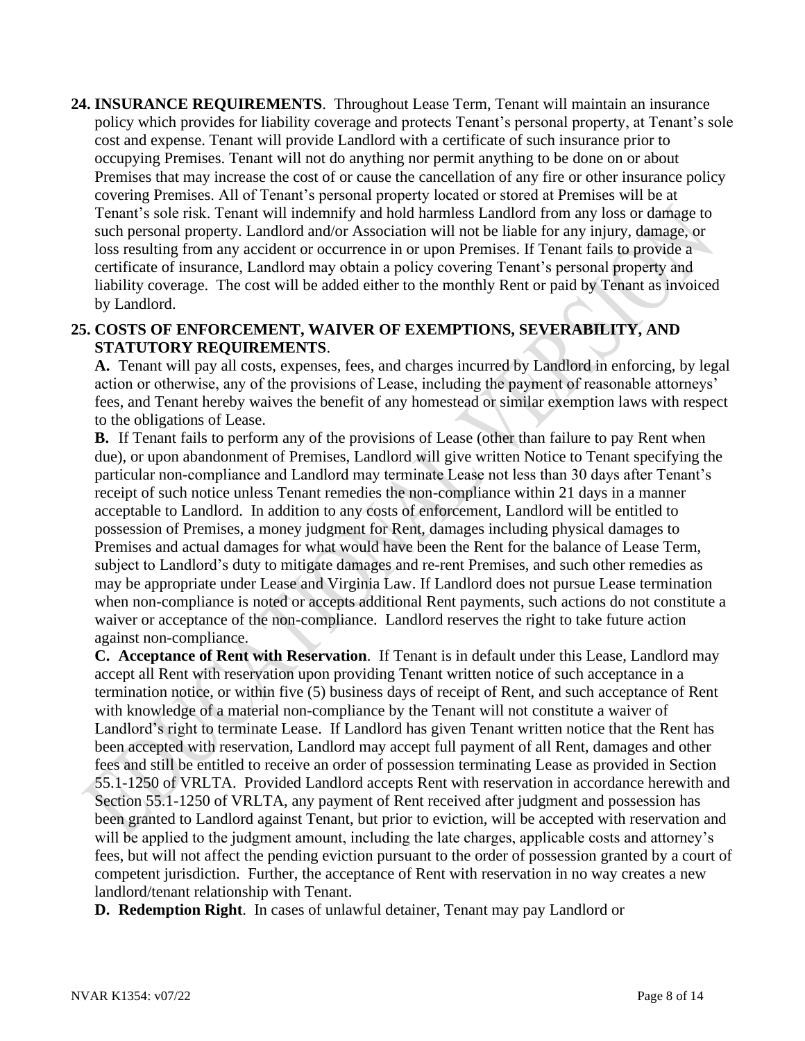**24. INSURANCE REQUIREMENTS**. Throughout Lease Term, Tenant will maintain an insurance policy which provides for liability coverage and protects Tenant's personal property, at Tenant's sole cost and expense. Tenant will provide Landlord with a certificate of such insurance prior to occupying Premises. Tenant will not do anything nor permit anything to be done on or about Premises that may increase the cost of or cause the cancellation of any fire or other insurance policy covering Premises. All of Tenant's personal property located or stored at Premises will be at Tenant's sole risk. Tenant will indemnify and hold harmless Landlord from any loss or damage to such personal property. Landlord and/or Association will not be liable for any injury, damage, or loss resulting from any accident or occurrence in or upon Premises. If Tenant fails to provide a certificate of insurance, Landlord may obtain a policy covering Tenant's personal property and liability coverage. The cost will be added either to the monthly Rent or paid by Tenant as invoiced by Landlord.

**25. COSTS OF ENFORCEMENT, WAIVER OF EXEMPTIONS, SEVERABILITY, AND STATUTORY REQUIREMENTS**.

**A.** Tenant will pay all costs, expenses, fees, and charges incurred by Landlord in enforcing, by legal action or otherwise, any of the provisions of Lease, including the payment of reasonable attorneys' fees, and Tenant hereby waives the benefit of any homestead or similar exemption laws with respect to the obligations of Lease.

**B.** If Tenant fails to perform any of the provisions of Lease (other than failure to pay Rent when due), or upon abandonment of Premises, Landlord will give written Notice to Tenant specifying the particular non-compliance and Landlord may terminate Lease not less than 30 days after Tenant's receipt of such notice unless Tenant remedies the non-compliance within 21 days in a manner acceptable to Landlord. In addition to any costs of enforcement, Landlord will be entitled to possession of Premises, a money judgment for Rent, damages including physical damages to Premises and actual damages for what would have been the Rent for the balance of Lease Term, subject to Landlord's duty to mitigate damages and re-rent Premises, and such other remedies as may be appropriate under Lease and Virginia Law. If Landlord does not pursue Lease termination when non-compliance is noted or accepts additional Rent payments, such actions do not constitute a waiver or acceptance of the non-compliance. Landlord reserves the right to take future action against non-compliance.

**C. Acceptance of Rent with Reservation**. If Tenant is in default under this Lease, Landlord may accept all Rent with reservation upon providing Tenant written notice of such acceptance in a termination notice, or within five (5) business days of receipt of Rent, and such acceptance of Rent with knowledge of a material non-compliance by the Tenant will not constitute a waiver of Landlord's right to terminate Lease. If Landlord has given Tenant written notice that the Rent has been accepted with reservation, Landlord may accept full payment of all Rent, damages and other fees and still be entitled to receive an order of possession terminating Lease as provided in Section 55.1-1250 of VRLTA. Provided Landlord accepts Rent with reservation in accordance herewith and Section 55.1-1250 of VRLTA, any payment of Rent received after judgment and possession has been granted to Landlord against Tenant, but prior to eviction, will be accepted with reservation and will be applied to the judgment amount, including the late charges, applicable costs and attorney's fees, but will not affect the pending eviction pursuant to the order of possession granted by a court of competent jurisdiction. Further, the acceptance of Rent with reservation in no way creates a new landlord/tenant relationship with Tenant.

**D. Redemption Right**. In cases of unlawful detainer, Tenant may pay Landlord or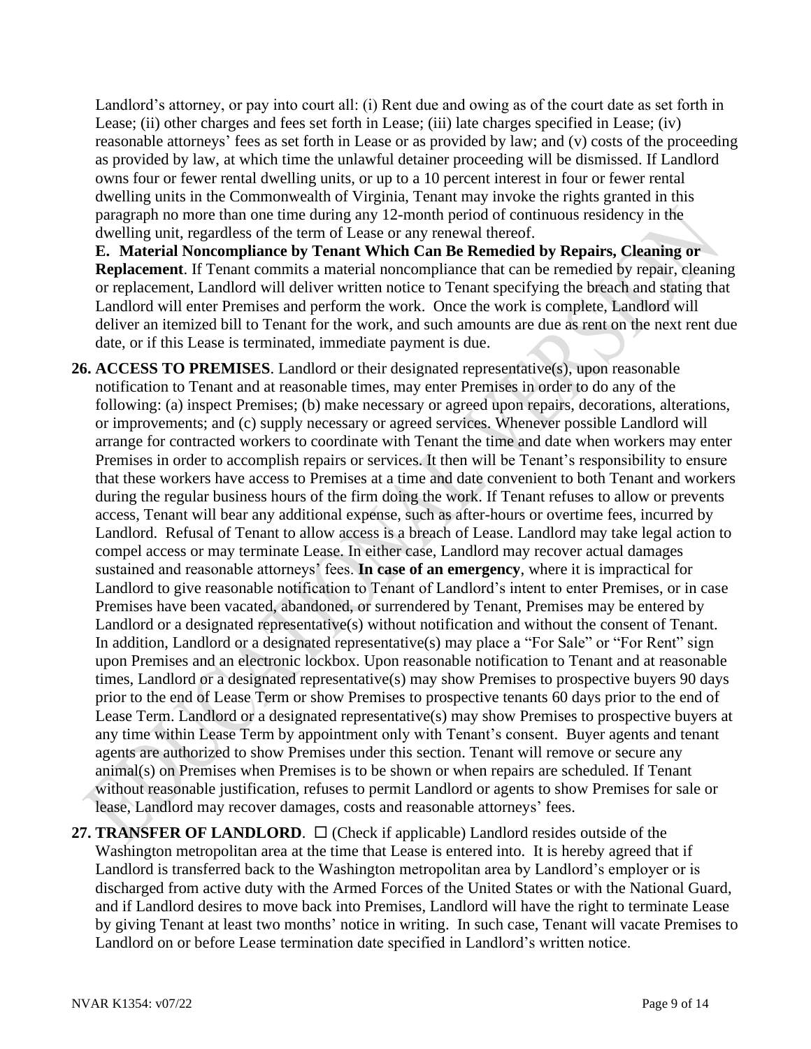Landlord's attorney, or pay into court all: (i) Rent due and owing as of the court date as set forth in Lease; (ii) other charges and fees set forth in Lease; (iii) late charges specified in Lease; (iv) reasonable attorneys' fees as set forth in Lease or as provided by law; and (v) costs of the proceeding as provided by law, at which time the unlawful detainer proceeding will be dismissed. If Landlord owns four or fewer rental dwelling units, or up to a 10 percent interest in four or fewer rental dwelling units in the Commonwealth of Virginia, Tenant may invoke the rights granted in this paragraph no more than one time during any 12-month period of continuous residency in the dwelling unit, regardless of the term of Lease or any renewal thereof.

**E. Material Noncompliance by Tenant Which Can Be Remedied by Repairs, Cleaning or Replacement**. If Tenant commits a material noncompliance that can be remedied by repair, cleaning or replacement, Landlord will deliver written notice to Tenant specifying the breach and stating that Landlord will enter Premises and perform the work. Once the work is complete, Landlord will deliver an itemized bill to Tenant for the work, and such amounts are due as rent on the next rent due date, or if this Lease is terminated, immediate payment is due.

**26. ACCESS TO PREMISES**. Landlord or their designated representative(s), upon reasonable notification to Tenant and at reasonable times, may enter Premises in order to do any of the following: (a) inspect Premises; (b) make necessary or agreed upon repairs, decorations, alterations, or improvements; and (c) supply necessary or agreed services. Whenever possible Landlord will arrange for contracted workers to coordinate with Tenant the time and date when workers may enter Premises in order to accomplish repairs or services. It then will be Tenant's responsibility to ensure that these workers have access to Premises at a time and date convenient to both Tenant and workers during the regular business hours of the firm doing the work. If Tenant refuses to allow or prevents access, Tenant will bear any additional expense, such as after-hours or overtime fees, incurred by Landlord. Refusal of Tenant to allow access is a breach of Lease. Landlord may take legal action to compel access or may terminate Lease. In either case, Landlord may recover actual damages sustained and reasonable attorneys' fees. **In case of an emergency**, where it is impractical for Landlord to give reasonable notification to Tenant of Landlord's intent to enter Premises, or in case Premises have been vacated, abandoned, or surrendered by Tenant, Premises may be entered by Landlord or a designated representative(s) without notification and without the consent of Tenant. In addition, Landlord or a designated representative(s) may place a "For Sale" or "For Rent" sign upon Premises and an electronic lockbox. Upon reasonable notification to Tenant and at reasonable times, Landlord or a designated representative(s) may show Premises to prospective buyers 90 days prior to the end of Lease Term or show Premises to prospective tenants 60 days prior to the end of Lease Term. Landlord or a designated representative(s) may show Premises to prospective buyers at any time within Lease Term by appointment only with Tenant's consent. Buyer agents and tenant agents are authorized to show Premises under this section. Tenant will remove or secure any animal(s) on Premises when Premises is to be shown or when repairs are scheduled. If Tenant without reasonable justification, refuses to permit Landlord or agents to show Premises for sale or lease, Landlord may recover damages, costs and reasonable attorneys' fees.

**27. TRANSFER OF LANDLORD**. ☐ (Check if applicable) Landlord resides outside of the Washington metropolitan area at the time that Lease is entered into. It is hereby agreed that if Landlord is transferred back to the Washington metropolitan area by Landlord's employer or is discharged from active duty with the Armed Forces of the United States or with the National Guard, and if Landlord desires to move back into Premises, Landlord will have the right to terminate Lease by giving Tenant at least two months' notice in writing. In such case, Tenant will vacate Premises to Landlord on or before Lease termination date specified in Landlord's written notice.

NVAR K1354: v07/22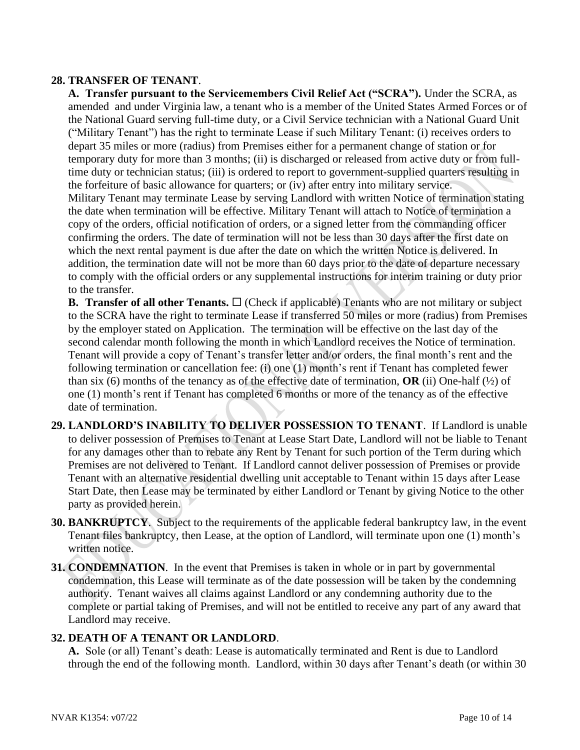**28. TRANSFER OF TENANT**.

**A. Transfer pursuant to the Servicemembers Civil Relief Act ("SCRA").** Under the SCRA, as amended and under Virginia law, a tenant who is a member of the United States Armed Forces or of the National Guard serving full-time duty, or a Civil Service technician with a National Guard Unit ("Military Tenant") has the right to terminate Lease if such Military Tenant: (i) receives orders to depart 35 miles or more (radius) from Premises either for a permanent change of station or for temporary duty for more than 3 months; (ii) is discharged or released from active duty or from full-time duty or technician status; (iii) is ordered to report to government-supplied quarters resulting in the forfeiture of basic allowance for quarters; or (iv) after entry into military service. Military Tenant may terminate Lease by serving Landlord with written Notice of termination stating the date when termination will be effective. Military Tenant will attach to Notice of termination a copy of the orders, official notification of orders, or a signed letter from the commanding officer confirming the orders. The date of termination will not be less than 30 days after the first date on which the next rental payment is due after the date on which the written Notice is delivered. In addition, the termination date will not be more than 60 days prior to the date of departure necessary to comply with the official orders or any supplemental instructions for interim training or duty prior to the transfer.

**B. Transfer of all other Tenants.** ☐ (Check if applicable) Tenants who are not military or subject to the SCRA have the right to terminate Lease if transferred 50 miles or more (radius) from Premises by the employer stated on Application. The termination will be effective on the last day of the second calendar month following the month in which Landlord receives the Notice of termination. Tenant will provide a copy of Tenant's transfer letter and/or orders, the final month's rent and the following termination or cancellation fee: (i) one (1) month's rent if Tenant has completed fewer than six (6) months of the tenancy as of the effective date of termination, **OR** (ii) One-half (½) of one (1) month's rent if Tenant has completed 6 months or more of the tenancy as of the effective date of termination.

**29. LANDLORD'S INABILITY TO DELIVER POSSESSION TO TENANT**. If Landlord is unable to deliver possession of Premises to Tenant at Lease Start Date, Landlord will not be liable to Tenant for any damages other than to rebate any Rent by Tenant for such portion of the Term during which Premises are not delivered to Tenant. If Landlord cannot deliver possession of Premises or provide Tenant with an alternative residential dwelling unit acceptable to Tenant within 15 days after Lease Start Date, then Lease may be terminated by either Landlord or Tenant by giving Notice to the other party as provided herein.

**30. BANKRUPTCY**. Subject to the requirements of the applicable federal bankruptcy law, in the event Tenant files bankruptcy, then Lease, at the option of Landlord, will terminate upon one (1) month's written notice.

**31. CONDEMNATION**. In the event that Premises is taken in whole or in part by governmental condemnation, this Lease will terminate as of the date possession will be taken by the condemning authority. Tenant waives all claims against Landlord or any condemning authority due to the complete or partial taking of Premises, and will not be entitled to receive any part of any award that Landlord may receive.

**32. DEATH OF A TENANT OR LANDLORD**.

**A.** Sole (or all) Tenant's death: Lease is automatically terminated and Rent is due to Landlord through the end of the following month. Landlord, within 30 days after Tenant's death (or within 30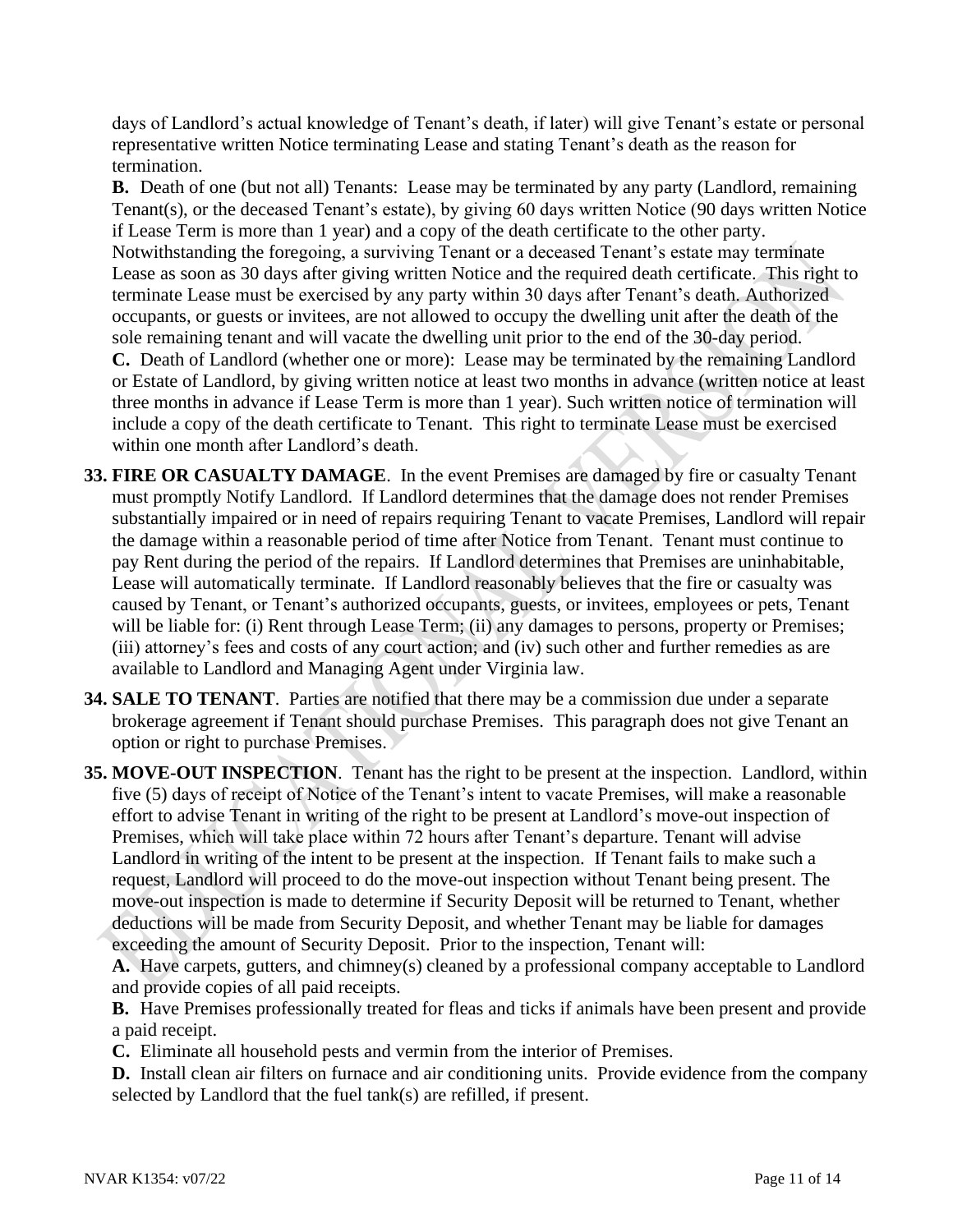days of Landlord's actual knowledge of Tenant's death, if later) will give Tenant's estate or personal representative written Notice terminating Lease and stating Tenant's death as the reason for termination.

**B.** Death of one (but not all) Tenants: Lease may be terminated by any party (Landlord, remaining Tenant(s), or the deceased Tenant's estate), by giving 60 days written Notice (90 days written Notice if Lease Term is more than 1 year) and a copy of the death certificate to the other party. Notwithstanding the foregoing, a surviving Tenant or a deceased Tenant's estate may terminate Lease as soon as 30 days after giving written Notice and the required death certificate. This right to terminate Lease must be exercised by any party within 30 days after Tenant's death. Authorized occupants, or guests or invitees, are not allowed to occupy the dwelling unit after the death of the sole remaining tenant and will vacate the dwelling unit prior to the end of the 30-day period.

**C.** Death of Landlord (whether one or more): Lease may be terminated by the remaining Landlord or Estate of Landlord, by giving written notice at least two months in advance (written notice at least three months in advance if Lease Term is more than 1 year). Such written notice of termination will include a copy of the death certificate to Tenant. This right to terminate Lease must be exercised within one month after Landlord's death.

**33. FIRE OR CASUALTY DAMAGE**. In the event Premises are damaged by fire or casualty Tenant must promptly Notify Landlord. If Landlord determines that the damage does not render Premises substantially impaired or in need of repairs requiring Tenant to vacate Premises, Landlord will repair the damage within a reasonable period of time after Notice from Tenant. Tenant must continue to pay Rent during the period of the repairs. If Landlord determines that Premises are uninhabitable, Lease will automatically terminate. If Landlord reasonably believes that the fire or casualty was caused by Tenant, or Tenant's authorized occupants, guests, or invitees, employees or pets, Tenant will be liable for: (i) Rent through Lease Term; (ii) any damages to persons, property or Premises; (iii) attorney's fees and costs of any court action; and (iv) such other and further remedies as are available to Landlord and Managing Agent under Virginia law.

**34. SALE TO TENANT**. Parties are notified that there may be a commission due under a separate brokerage agreement if Tenant should purchase Premises. This paragraph does not give Tenant an option or right to purchase Premises.

**35. MOVE-OUT INSPECTION**. Tenant has the right to be present at the inspection. Landlord, within five (5) days of receipt of Notice of the Tenant's intent to vacate Premises, will make a reasonable effort to advise Tenant in writing of the right to be present at Landlord's move-out inspection of Premises, which will take place within 72 hours after Tenant's departure. Tenant will advise Landlord in writing of the intent to be present at the inspection. If Tenant fails to make such a request, Landlord will proceed to do the move-out inspection without Tenant being present. The move-out inspection is made to determine if Security Deposit will be returned to Tenant, whether deductions will be made from Security Deposit, and whether Tenant may be liable for damages exceeding the amount of Security Deposit. Prior to the inspection, Tenant will:

**A.** Have carpets, gutters, and chimney(s) cleaned by a professional company acceptable to Landlord and provide copies of all paid receipts.

**B.** Have Premises professionally treated for fleas and ticks if animals have been present and provide a paid receipt.

**C.** Eliminate all household pests and vermin from the interior of Premises.

**D.** Install clean air filters on furnace and air conditioning units. Provide evidence from the company selected by Landlord that the fuel tank(s) are refilled, if present.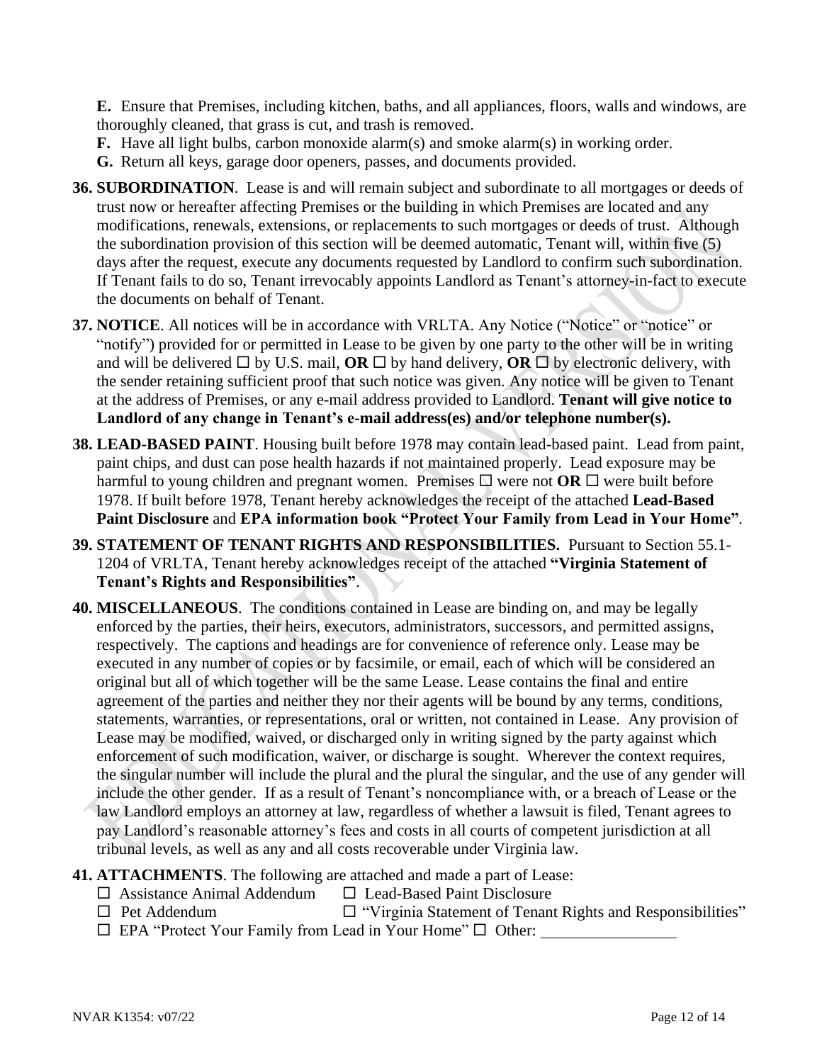**E.** Ensure that Premises, including kitchen, baths, and all appliances, floors, walls and windows, are thoroughly cleaned, that grass is cut, and trash is removed.

**F.** Have all light bulbs, carbon monoxide alarm(s) and smoke alarm(s) in working order.

**G.** Return all keys, garage door openers, passes, and documents provided.

**36. SUBORDINATION**. Lease is and will remain subject and subordinate to all mortgages or deeds of trust now or hereafter affecting Premises or the building in which Premises are located and any modifications, renewals, extensions, or replacements to such mortgages or deeds of trust. Although the subordination provision of this section will be deemed automatic, Tenant will, within five (5) days after the request, execute any documents requested by Landlord to confirm such subordination. If Tenant fails to do so, Tenant irrevocably appoints Landlord as Tenant's attorney-in-fact to execute the documents on behalf of Tenant.

**37. NOTICE**. All notices will be in accordance with VRLTA. Any Notice ("Notice" or "notice" or "notify") provided for or permitted in Lease to be given by one party to the other will be in writing and will be delivered ☐ by U.S. mail, **OR** ☐ by hand delivery, **OR** ☐ by electronic delivery, with the sender retaining sufficient proof that such notice was given. Any notice will be given to Tenant at the address of Premises, or any e-mail address provided to Landlord. **Tenant will give notice to Landlord of any change in Tenant's e-mail address(es) and/or telephone number(s).**

**38. LEAD-BASED PAINT**. Housing built before 1978 may contain lead-based paint. Lead from paint, paint chips, and dust can pose health hazards if not maintained properly. Lead exposure may be harmful to young children and pregnant women. Premises ☐ were not **OR** ☐ were built before 1978. If built before 1978, Tenant hereby acknowledges the receipt of the attached **Lead-Based Paint Disclosure** and **EPA information book "Protect Your Family from Lead in Your Home"**.

**39. STATEMENT OF TENANT RIGHTS AND RESPONSIBILITIES.** Pursuant to Section 55.1-1204 of VRLTA, Tenant hereby acknowledges receipt of the attached **"Virginia Statement of Tenant's Rights and Responsibilities"**.

**40. MISCELLANEOUS**. The conditions contained in Lease are binding on, and may be legally enforced by the parties, their heirs, executors, administrators, successors, and permitted assigns, respectively. The captions and headings are for convenience of reference only. Lease may be executed in any number of copies or by facsimile, or email, each of which will be considered an original but all of which together will be the same Lease. Lease contains the final and entire agreement of the parties and neither they nor their agents will be bound by any terms, conditions, statements, warranties, or representations, oral or written, not contained in Lease. Any provision of Lease may be modified, waived, or discharged only in writing signed by the party against which enforcement of such modification, waiver, or discharge is sought. Wherever the context requires, the singular number will include the plural and the plural the singular, and the use of any gender will include the other gender. If as a result of Tenant's noncompliance with, or a breach of Lease or the law Landlord employs an attorney at law, regardless of whether a lawsuit is filed, Tenant agrees to pay Landlord's reasonable attorney's fees and costs in all courts of competent jurisdiction at all tribunal levels, as well as any and all costs recoverable under Virginia law.

**41. ATTACHMENTS**. The following are attached and made a part of Lease:

☐ Assistance Animal Addendum ☐ Lead-Based Paint Disclosure

☐ Pet Addendum ☐ "Virginia Statement of Tenant Rights and Responsibilities"

☐ EPA "Protect Your Family from Lead in Your Home" ☐ Other: ________________

NVAR K1354: v07/22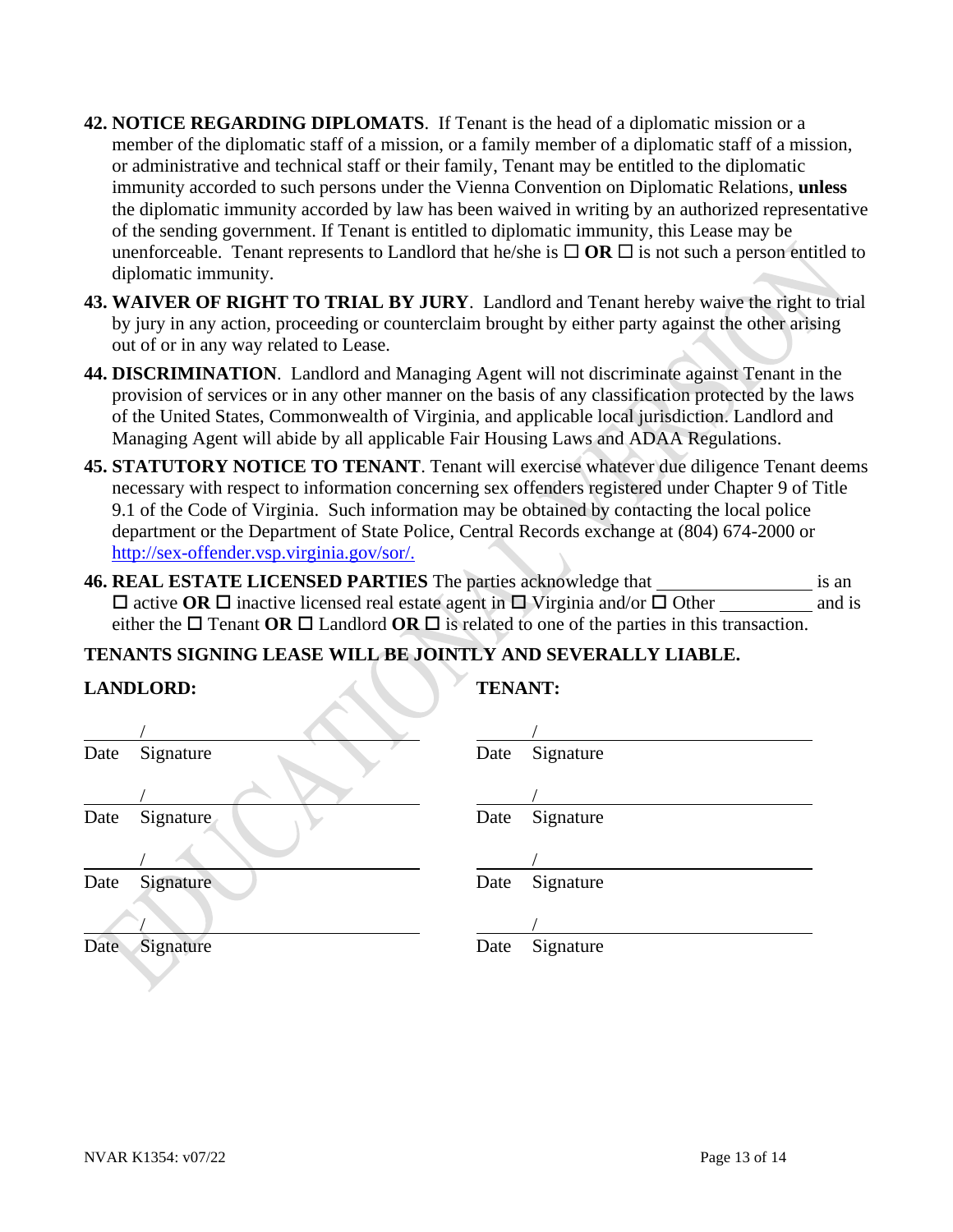**42. NOTICE REGARDING DIPLOMATS**. If Tenant is the head of a diplomatic mission or a member of the diplomatic staff of a mission, or a family member of a diplomatic staff of a mission, or administrative and technical staff or their family, Tenant may be entitled to the diplomatic immunity accorded to such persons under the Vienna Convention on Diplomatic Relations, **unless** the diplomatic immunity accorded by law has been waived in writing by an authorized representative of the sending government. If Tenant is entitled to diplomatic immunity, this Lease may be unenforceable. Tenant represents to Landlord that he/she is ☐ **OR** ☐ is not such a person entitled to diplomatic immunity.

**43. WAIVER OF RIGHT TO TRIAL BY JURY**. Landlord and Tenant hereby waive the right to trial by jury in any action, proceeding or counterclaim brought by either party against the other arising out of or in any way related to Lease.

**44. DISCRIMINATION**. Landlord and Managing Agent will not discriminate against Tenant in the provision of services or in any other manner on the basis of any classification protected by the laws of the United States, Commonwealth of Virginia, and applicable local jurisdiction. Landlord and Managing Agent will abide by all applicable Fair Housing Laws and ADAA Regulations.

**45. STATUTORY NOTICE TO TENANT**. Tenant will exercise whatever due diligence Tenant deems necessary with respect to information concerning sex offenders registered under Chapter 9 of Title 9.1 of the Code of Virginia. Such information may be obtained by contacting the local police department or the Department of State Police, Central Records exchange at (804) 674-2000 or http://sex-offender.vsp.virginia.gov/sor/.

**46. REAL ESTATE LICENSED PARTIES** The parties acknowledge that ________________ is an ☐ active **OR** ☐ inactive licensed real estate agent in ☐ Virginia and/or ☐ Other __________ and is either the ☐ Tenant **OR** ☐ Landlord **OR** ☐ is related to one of the parties in this transaction.

**TENANTS SIGNING LEASE WILL BE JOINTLY AND SEVERALLY LIABLE.**

**LANDLORD:**

_______ / ______________________________
Date Signature

_______ / ______________________________
Date Signature

_______ / ______________________________
Date Signature

_______ / ______________________________
Date Signature

**TENANT:**

_______ / ______________________________
Date Signature

_______ / ______________________________
Date Signature

_______ / ______________________________
Date Signature

_______ / ______________________________
Date Signature

NVAR K1354: v07/22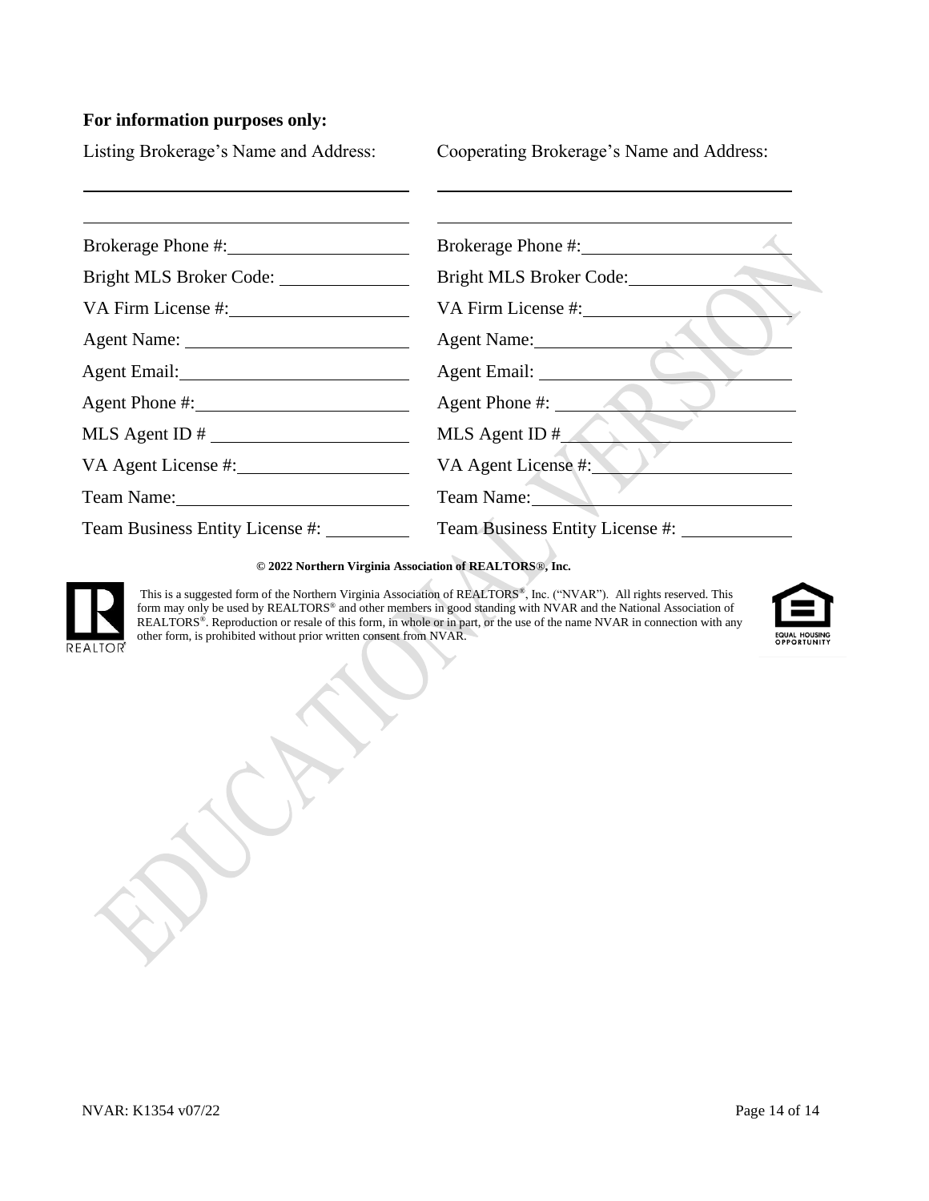**For information purposes only:**

| Listing Brokerage's Name and Address: | Cooperating Brokerage's Name and Address: |
|---|---|
| ______________________________ | ______________________________ |
| ______________________________ | ______________________________ |
| Brokerage Phone #: __________ | Brokerage Phone #: __________ |
| Bright MLS Broker Code: __________ | Bright MLS Broker Code: __________ |
| VA Firm License #: __________ | VA Firm License #: __________ |
| Agent Name: __________ | Agent Name: __________ |
| Agent Email: __________ | Agent Email: __________ |
| Agent Phone #: __________ | Agent Phone #: __________ |
| MLS Agent ID # __________ | MLS Agent ID # __________ |
| VA Agent License #: __________ | VA Agent License #: __________ |
| Team Name: __________ | Team Name: __________ |
| Team Business Entity License #: __________ | Team Business Entity License #: __________ |

**© 2022 Northern Virginia Association of REALTORS®, Inc.**

This is a suggested form of the Northern Virginia Association of REALTORS®, Inc. ("NVAR"). All rights reserved. This form may only be used by REALTORS® and other members in good standing with NVAR and the National Association of REALTORS®. Reproduction or resale of this form, in whole or in part, or the use of the name NVAR in connection with any other form, is prohibited without prior written consent from NVAR.

NVAR: K1354 v07/22